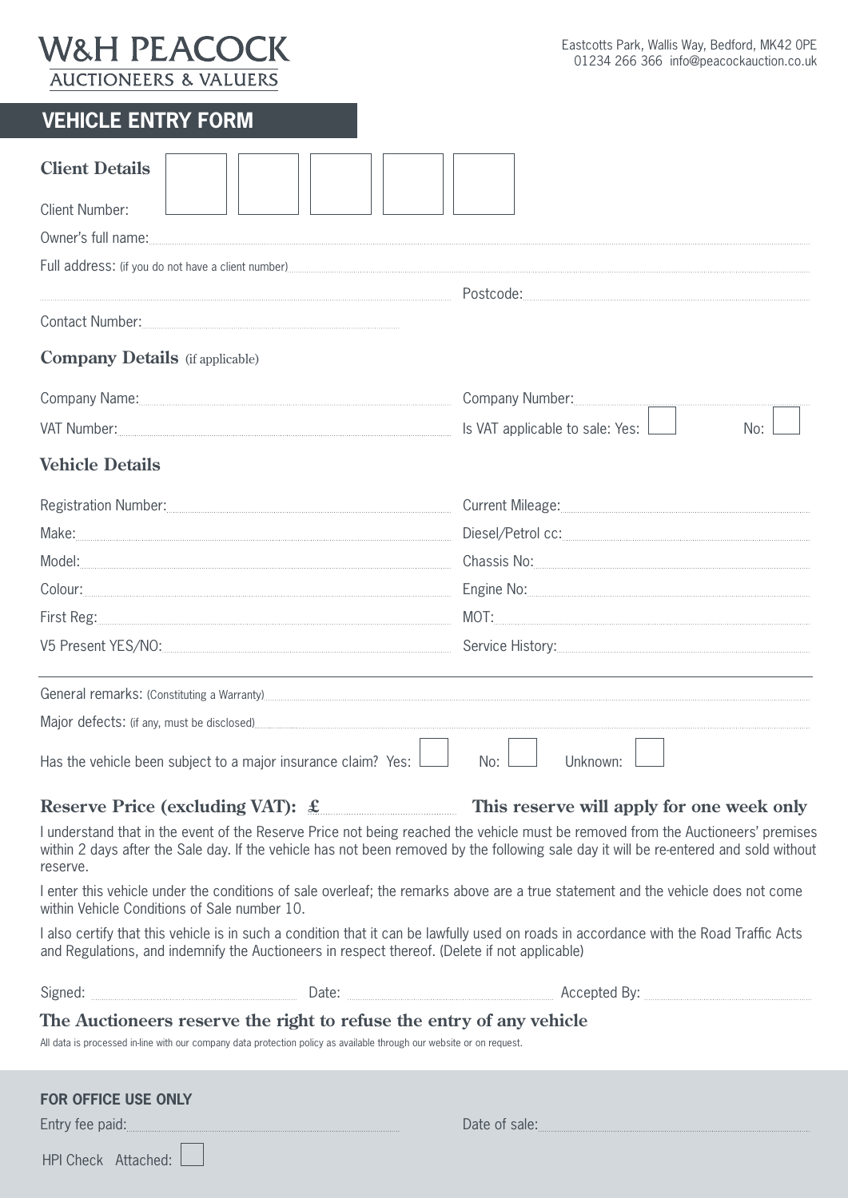# W&H PEACOCK

AUCTIONEERS & VALUERS

Eastcotts Park, Wallis Way, Bedford, MK42 0PE
01234 266 366 info@peacockauction.co.uk

## VEHICLE ENTRY FORM

### Client Details

Client Number: ☐ ☐ ☐ ☐ ☐

Owner's full name: ..............................

Full address: (if you do not have a client number) ..............................

.............................. Postcode: ..............................

Contact Number: ..............................

### Company Details (if applicable)

Company Name: .............................. Company Number: ..............................

VAT Number: .............................. Is VAT applicable to sale: Yes: ☐ No: ☐

### Vehicle Details

Registration Number: .............................. Current Mileage: ..............................

Make: .............................. Diesel/Petrol cc: ..............................

Model: .............................. Chassis No: ..............................

Colour: .............................. Engine No: ..............................

First Reg: .............................. MOT: ..............................

V5 Present YES/NO: .............................. Service History: ..............................

---

General remarks: (Constituting a Warranty) ..............................

Major defects: (if any, must be disclosed) ..............................

Has the vehicle been subject to a major insurance claim? Yes: ☐ No: ☐ Unknown: ☐

**Reserve Price (excluding VAT): £ .............................. This reserve will apply for one week only**

I understand that in the event of the Reserve Price not being reached the vehicle must be removed from the Auctioneers' premises within 2 days after the Sale day. If the vehicle has not been removed by the following sale day it will be re-entered and sold without reserve.

I enter this vehicle under the conditions of sale overleaf; the remarks above are a true statement and the vehicle does not come within Vehicle Conditions of Sale number 10.

I also certify that this vehicle is in such a condition that it can be lawfully used on roads in accordance with the Road Traffic Acts and Regulations, and indemnify the Auctioneers in respect thereof. (Delete if not applicable)

Signed: .............................. Date: .............................. Accepted By: ..............................

**The Auctioneers reserve the right to refuse the entry of any vehicle**

All data is processed in-line with our company data protection policy as available through our website or on request.

### FOR OFFICE USE ONLY

Entry fee paid: .............................. Date of sale: ..............................

HPI Check Attached: ☐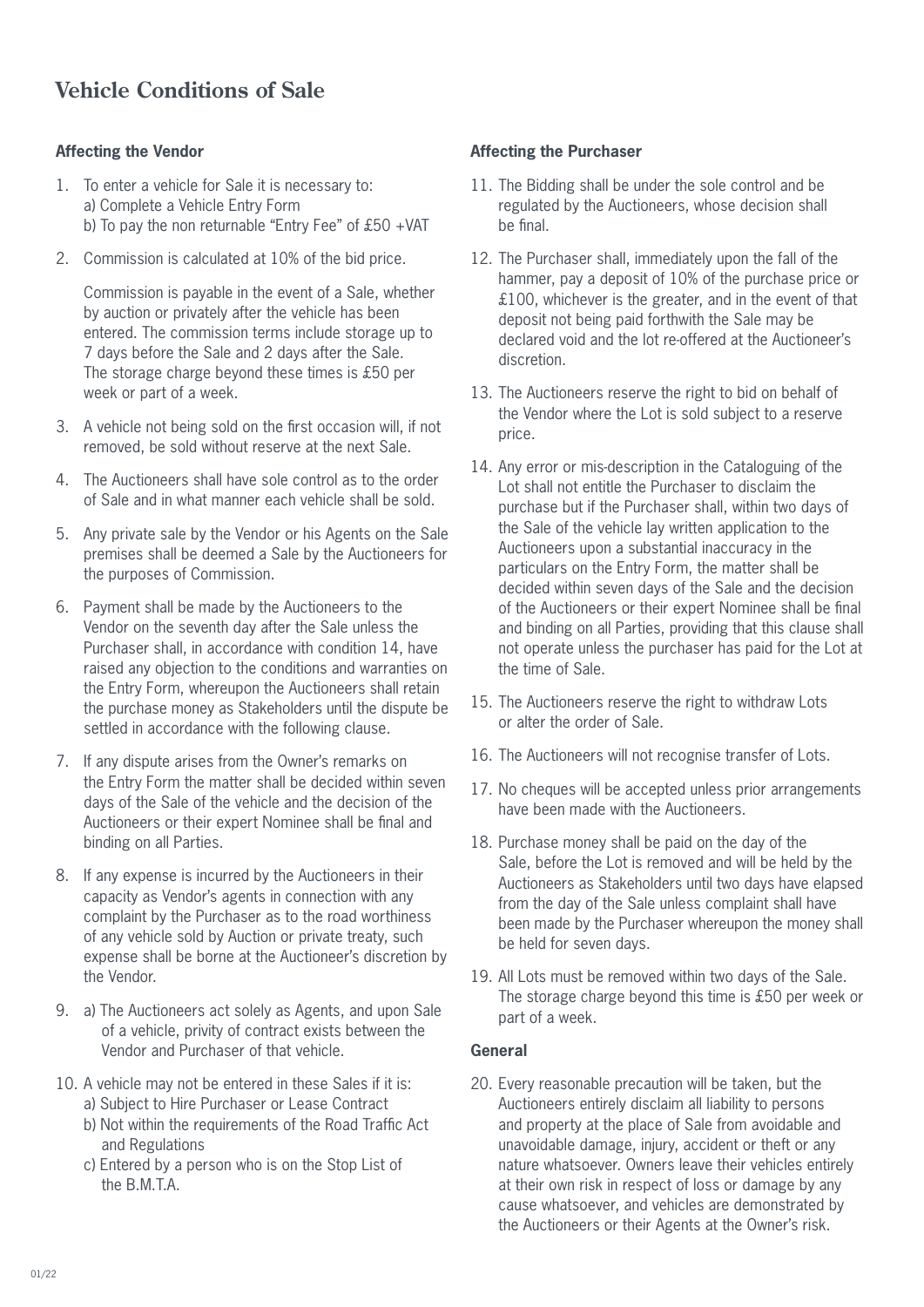# Vehicle Conditions of Sale

## Affecting the Vendor

1. To enter a vehicle for Sale it is necessary to:
   a) Complete a Vehicle Entry Form
   b) To pay the non returnable "Entry Fee" of £50 +VAT

2. Commission is calculated at 10% of the bid price.

   Commission is payable in the event of a Sale, whether by auction or privately after the vehicle has been entered. The commission terms include storage up to 7 days before the Sale and 2 days after the Sale. The storage charge beyond these times is £50 per week or part of a week.

3. A vehicle not being sold on the first occasion will, if not removed, be sold without reserve at the next Sale.

4. The Auctioneers shall have sole control as to the order of Sale and in what manner each vehicle shall be sold.

5. Any private sale by the Vendor or his Agents on the Sale premises shall be deemed a Sale by the Auctioneers for the purposes of Commission.

6. Payment shall be made by the Auctioneers to the Vendor on the seventh day after the Sale unless the Purchaser shall, in accordance with condition 14, have raised any objection to the conditions and warranties on the Entry Form, whereupon the Auctioneers shall retain the purchase money as Stakeholders until the dispute be settled in accordance with the following clause.

7. If any dispute arises from the Owner's remarks on the Entry Form the matter shall be decided within seven days of the Sale of the vehicle and the decision of the Auctioneers or their expert Nominee shall be final and binding on all Parties.

8. If any expense is incurred by the Auctioneers in their capacity as Vendor's agents in connection with any complaint by the Purchaser as to the road worthiness of any vehicle sold by Auction or private treaty, such expense shall be borne at the Auctioneer's discretion by the Vendor.

9. a) The Auctioneers act solely as Agents, and upon Sale of a vehicle, privity of contract exists between the Vendor and Purchaser of that vehicle.

10. A vehicle may not be entered in these Sales if it is:
    a) Subject to Hire Purchaser or Lease Contract
    b) Not within the requirements of the Road Traffic Act and Regulations
    c) Entered by a person who is on the Stop List of the B.M.T.A.

## Affecting the Purchaser

11. The Bidding shall be under the sole control and be regulated by the Auctioneers, whose decision shall be final.

12. The Purchaser shall, immediately upon the fall of the hammer, pay a deposit of 10% of the purchase price or £100, whichever is the greater, and in the event of that deposit not being paid forthwith the Sale may be declared void and the lot re-offered at the Auctioneer's discretion.

13. The Auctioneers reserve the right to bid on behalf of the Vendor where the Lot is sold subject to a reserve price.

14. Any error or mis-description in the Cataloguing of the Lot shall not entitle the Purchaser to disclaim the purchase but if the Purchaser shall, within two days of the Sale of the vehicle lay written application to the Auctioneers upon a substantial inaccuracy in the particulars on the Entry Form, the matter shall be decided within seven days of the Sale and the decision of the Auctioneers or their expert Nominee shall be final and binding on all Parties, providing that this clause shall not operate unless the purchaser has paid for the Lot at the time of Sale.

15. The Auctioneers reserve the right to withdraw Lots or alter the order of Sale.

16. The Auctioneers will not recognise transfer of Lots.

17. No cheques will be accepted unless prior arrangements have been made with the Auctioneers.

18. Purchase money shall be paid on the day of the Sale, before the Lot is removed and will be held by the Auctioneers as Stakeholders until two days have elapsed from the day of the Sale unless complaint shall have been made by the Purchaser whereupon the money shall be held for seven days.

19. All Lots must be removed within two days of the Sale. The storage charge beyond this time is £50 per week or part of a week.

## General

20. Every reasonable precaution will be taken, but the Auctioneers entirely disclaim all liability to persons and property at the place of Sale from avoidable and unavoidable damage, injury, accident or theft or any nature whatsoever. Owners leave their vehicles entirely at their own risk in respect of loss or damage by any cause whatsoever, and vehicles are demonstrated by the Auctioneers or their Agents at the Owner's risk.

01/22